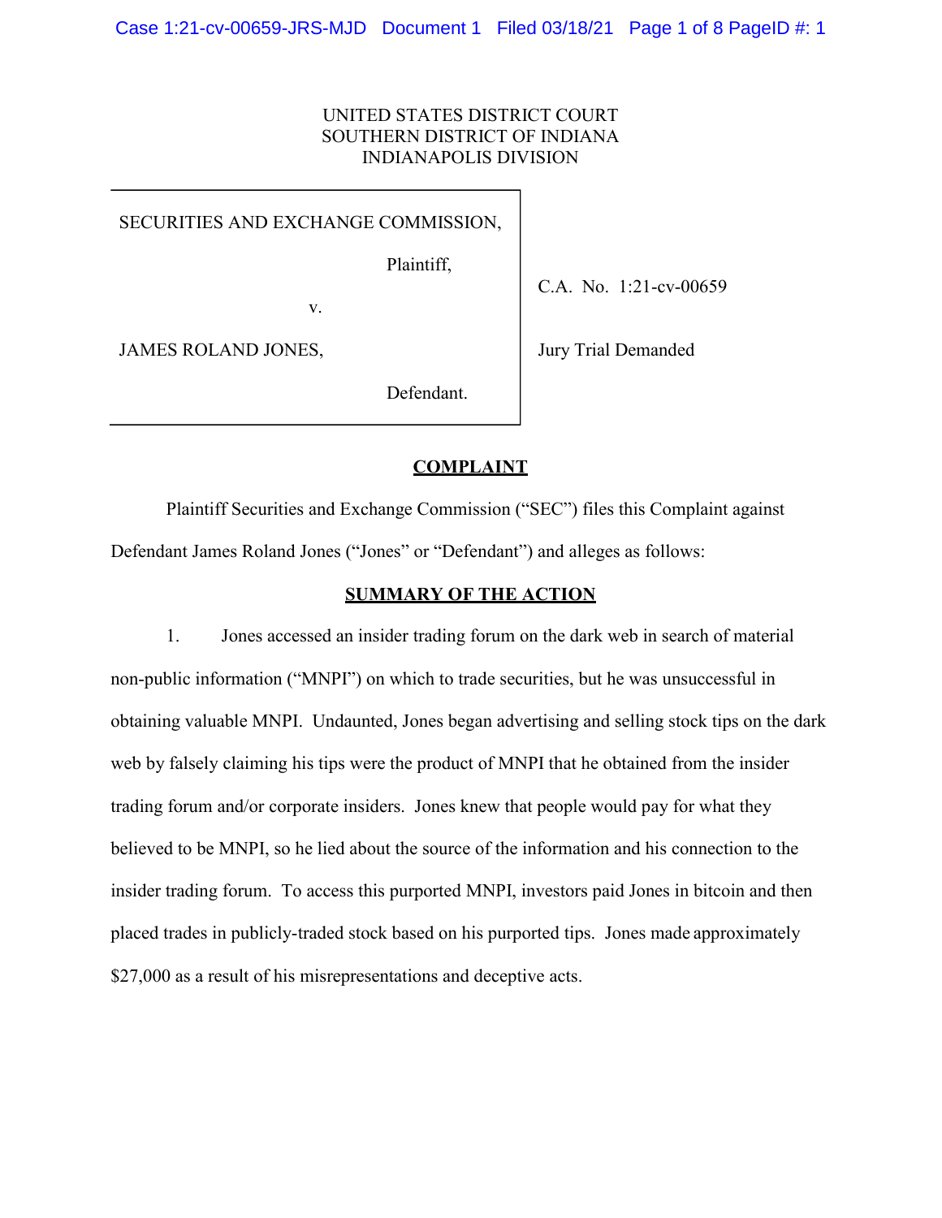UNITED STATES DISTRICT COURT
SOUTHERN DISTRICT OF INDIANA
INDIANAPOLIS DIVISION

| | |
|---|---|
| SECURITIES AND EXCHANGE COMMISSION,<br><br>Plaintiff,<br><br>v.<br><br>JAMES ROLAND JONES,<br><br>Defendant. | C.A. No. 1:21-cv-00659<br><br>Jury Trial Demanded |

## COMPLAINT

Plaintiff Securities and Exchange Commission ("SEC") files this Complaint against Defendant James Roland Jones ("Jones" or "Defendant") and alleges as follows:

## SUMMARY OF THE ACTION

1. Jones accessed an insider trading forum on the dark web in search of material non-public information ("MNPI") on which to trade securities, but he was unsuccessful in obtaining valuable MNPI. Undaunted, Jones began advertising and selling stock tips on the dark web by falsely claiming his tips were the product of MNPI that he obtained from the insider trading forum and/or corporate insiders. Jones knew that people would pay for what they believed to be MNPI, so he lied about the source of the information and his connection to the insider trading forum. To access this purported MNPI, investors paid Jones in bitcoin and then placed trades in publicly-traded stock based on his purported tips. Jones made approximately $27,000 as a result of his misrepresentations and deceptive acts.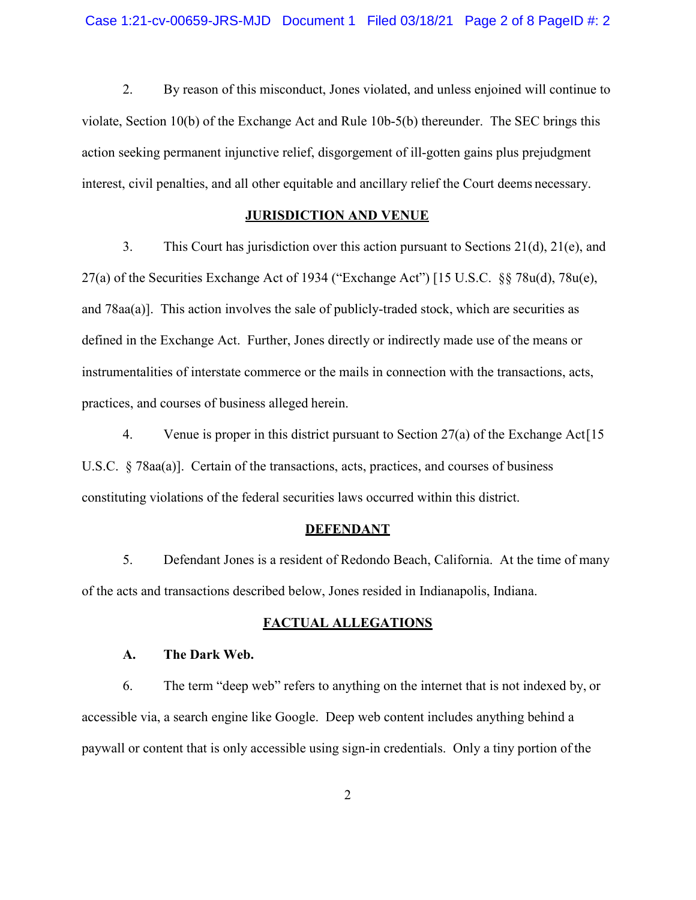2. By reason of this misconduct, Jones violated, and unless enjoined will continue to violate, Section 10(b) of the Exchange Act and Rule 10b-5(b) thereunder. The SEC brings this action seeking permanent injunctive relief, disgorgement of ill-gotten gains plus prejudgment interest, civil penalties, and all other equitable and ancillary relief the Court deems necessary.

## JURISDICTION AND VENUE

3. This Court has jurisdiction over this action pursuant to Sections 21(d), 21(e), and 27(a) of the Securities Exchange Act of 1934 ("Exchange Act") [15 U.S.C. §§ 78u(d), 78u(e), and 78aa(a)]. This action involves the sale of publicly-traded stock, which are securities as defined in the Exchange Act. Further, Jones directly or indirectly made use of the means or instrumentalities of interstate commerce or the mails in connection with the transactions, acts, practices, and courses of business alleged herein.

4. Venue is proper in this district pursuant to Section 27(a) of the Exchange Act[15 U.S.C. § 78aa(a)]. Certain of the transactions, acts, practices, and courses of business constituting violations of the federal securities laws occurred within this district.

## DEFENDANT

5. Defendant Jones is a resident of Redondo Beach, California. At the time of many of the acts and transactions described below, Jones resided in Indianapolis, Indiana.

## FACTUAL ALLEGATIONS

### A. The Dark Web.

6. The term "deep web" refers to anything on the internet that is not indexed by, or accessible via, a search engine like Google. Deep web content includes anything behind a paywall or content that is only accessible using sign-in credentials. Only a tiny portion of the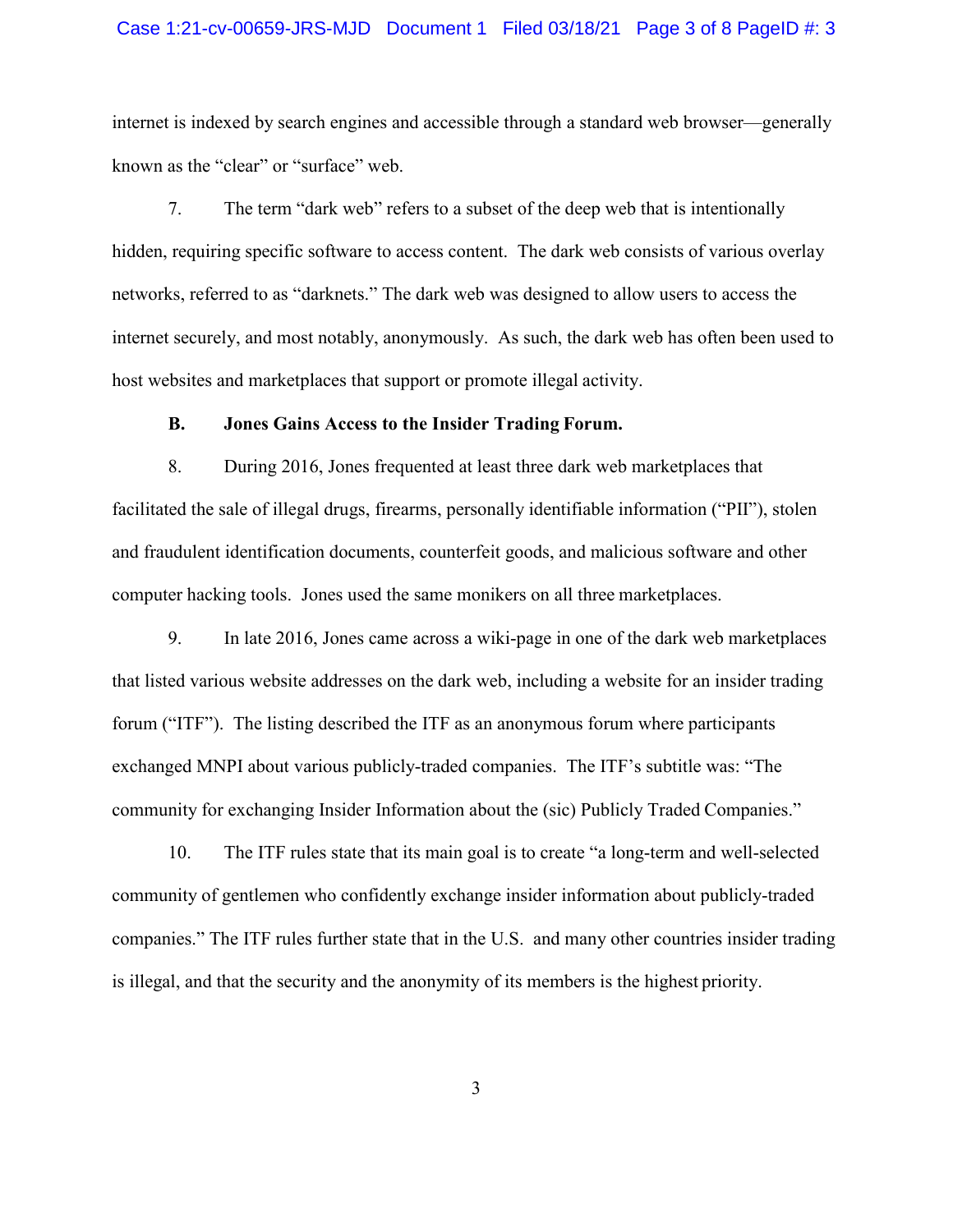internet is indexed by search engines and accessible through a standard web browser—generally known as the "clear" or "surface" web.

7. The term "dark web" refers to a subset of the deep web that is intentionally hidden, requiring specific software to access content. The dark web consists of various overlay networks, referred to as "darknets." The dark web was designed to allow users to access the internet securely, and most notably, anonymously. As such, the dark web has often been used to host websites and marketplaces that support or promote illegal activity.

**B. Jones Gains Access to the Insider Trading Forum.**

8. During 2016, Jones frequented at least three dark web marketplaces that facilitated the sale of illegal drugs, firearms, personally identifiable information ("PII"), stolen and fraudulent identification documents, counterfeit goods, and malicious software and other computer hacking tools. Jones used the same monikers on all three marketplaces.

9. In late 2016, Jones came across a wiki-page in one of the dark web marketplaces that listed various website addresses on the dark web, including a website for an insider trading forum ("ITF"). The listing described the ITF as an anonymous forum where participants exchanged MNPI about various publicly-traded companies. The ITF's subtitle was: "The community for exchanging Insider Information about the (sic) Publicly Traded Companies."

10. The ITF rules state that its main goal is to create "a long-term and well-selected community of gentlemen who confidently exchange insider information about publicly-traded companies." The ITF rules further state that in the U.S. and many other countries insider trading is illegal, and that the security and the anonymity of its members is the highest priority.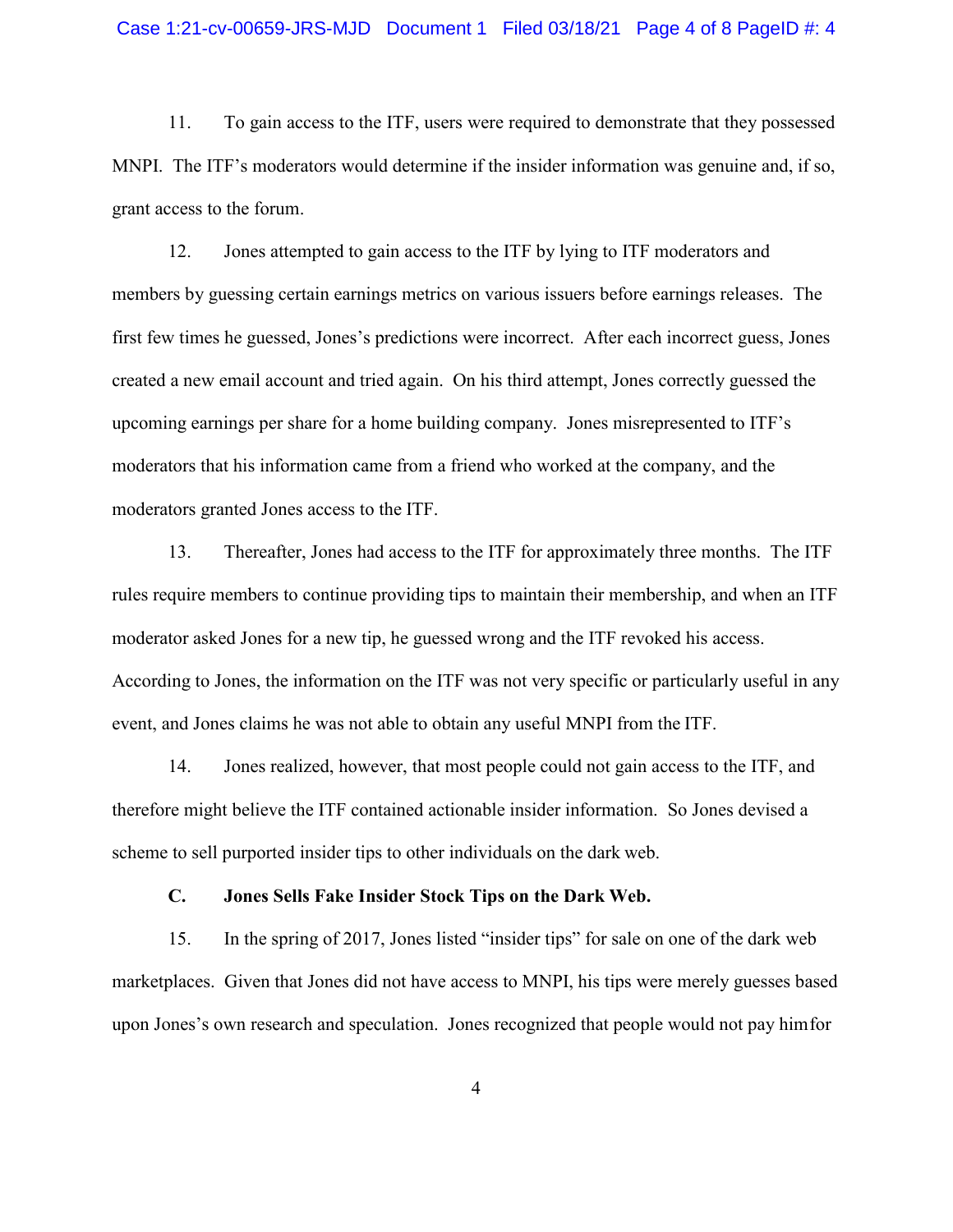11. To gain access to the ITF, users were required to demonstrate that they possessed MNPI. The ITF's moderators would determine if the insider information was genuine and, if so, grant access to the forum.

12. Jones attempted to gain access to the ITF by lying to ITF moderators and members by guessing certain earnings metrics on various issuers before earnings releases. The first few times he guessed, Jones's predictions were incorrect. After each incorrect guess, Jones created a new email account and tried again. On his third attempt, Jones correctly guessed the upcoming earnings per share for a home building company. Jones misrepresented to ITF's moderators that his information came from a friend who worked at the company, and the moderators granted Jones access to the ITF.

13. Thereafter, Jones had access to the ITF for approximately three months. The ITF rules require members to continue providing tips to maintain their membership, and when an ITF moderator asked Jones for a new tip, he guessed wrong and the ITF revoked his access. According to Jones, the information on the ITF was not very specific or particularly useful in any event, and Jones claims he was not able to obtain any useful MNPI from the ITF.

14. Jones realized, however, that most people could not gain access to the ITF, and therefore might believe the ITF contained actionable insider information. So Jones devised a scheme to sell purported insider tips to other individuals on the dark web.

### C. Jones Sells Fake Insider Stock Tips on the Dark Web.

15. In the spring of 2017, Jones listed "insider tips" for sale on one of the dark web marketplaces. Given that Jones did not have access to MNPI, his tips were merely guesses based upon Jones's own research and speculation. Jones recognized that people would not pay him for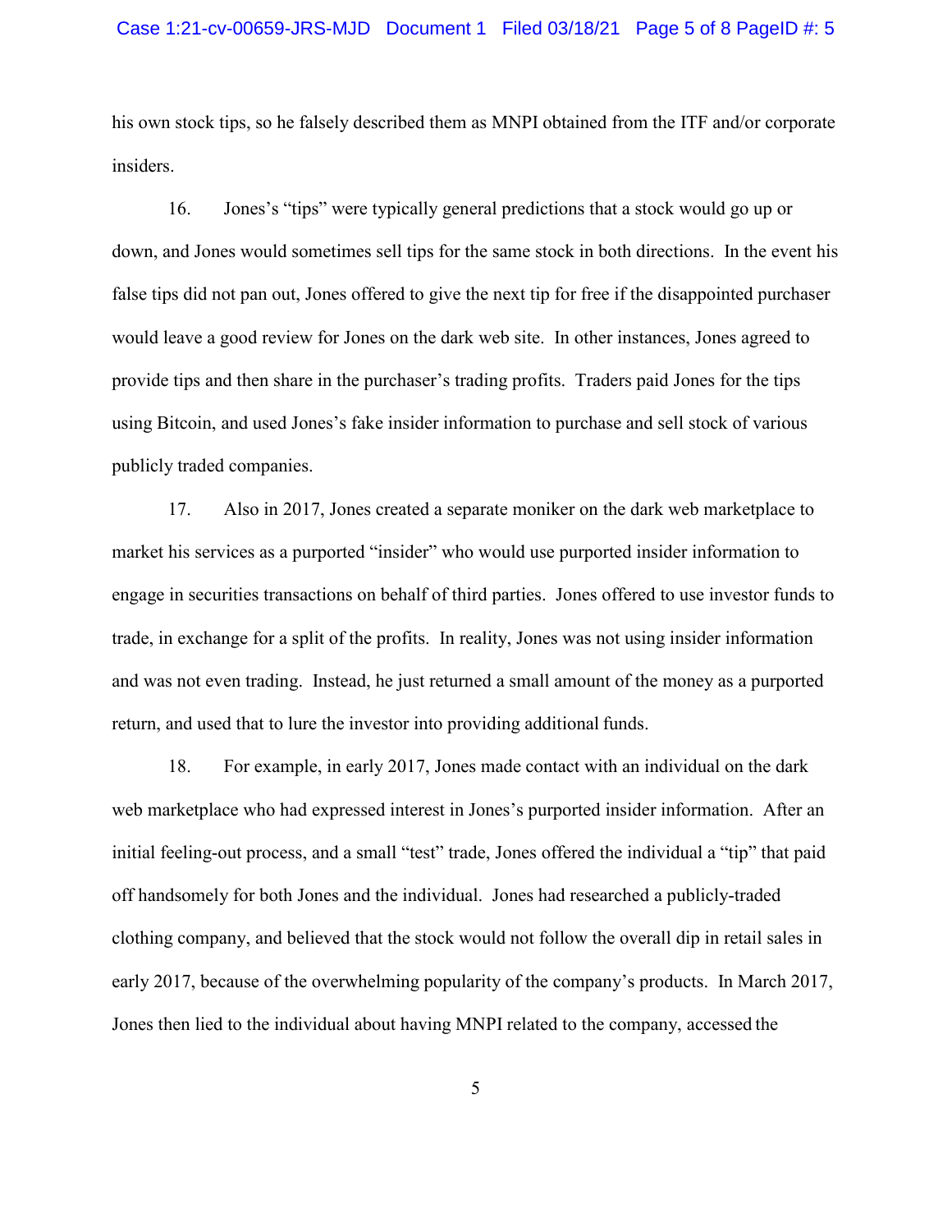his own stock tips, so he falsely described them as MNPI obtained from the ITF and/or corporate insiders.

16. Jones's "tips" were typically general predictions that a stock would go up or down, and Jones would sometimes sell tips for the same stock in both directions. In the event his false tips did not pan out, Jones offered to give the next tip for free if the disappointed purchaser would leave a good review for Jones on the dark web site. In other instances, Jones agreed to provide tips and then share in the purchaser's trading profits. Traders paid Jones for the tips using Bitcoin, and used Jones's fake insider information to purchase and sell stock of various publicly traded companies.

17. Also in 2017, Jones created a separate moniker on the dark web marketplace to market his services as a purported "insider" who would use purported insider information to engage in securities transactions on behalf of third parties. Jones offered to use investor funds to trade, in exchange for a split of the profits. In reality, Jones was not using insider information and was not even trading. Instead, he just returned a small amount of the money as a purported return, and used that to lure the investor into providing additional funds.

18. For example, in early 2017, Jones made contact with an individual on the dark web marketplace who had expressed interest in Jones's purported insider information. After an initial feeling-out process, and a small "test" trade, Jones offered the individual a "tip" that paid off handsomely for both Jones and the individual. Jones had researched a publicly-traded clothing company, and believed that the stock would not follow the overall dip in retail sales in early 2017, because of the overwhelming popularity of the company's products. In March 2017, Jones then lied to the individual about having MNPI related to the company, accessed the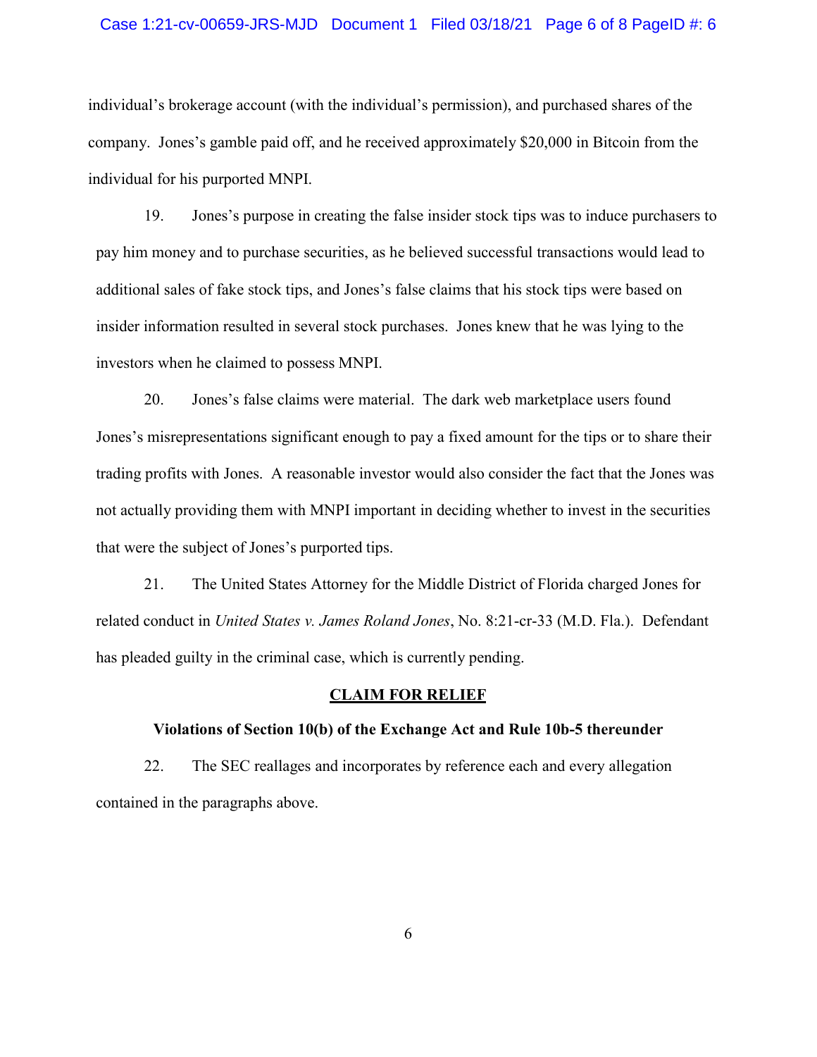individual's brokerage account (with the individual's permission), and purchased shares of the company. Jones's gamble paid off, and he received approximately $20,000 in Bitcoin from the individual for his purported MNPI.

19. Jones's purpose in creating the false insider stock tips was to induce purchasers to pay him money and to purchase securities, as he believed successful transactions would lead to additional sales of fake stock tips, and Jones's false claims that his stock tips were based on insider information resulted in several stock purchases. Jones knew that he was lying to the investors when he claimed to possess MNPI.

20. Jones's false claims were material. The dark web marketplace users found Jones's misrepresentations significant enough to pay a fixed amount for the tips or to share their trading profits with Jones. A reasonable investor would also consider the fact that the Jones was not actually providing them with MNPI important in deciding whether to invest in the securities that were the subject of Jones's purported tips.

21. The United States Attorney for the Middle District of Florida charged Jones for related conduct in *United States v. James Roland Jones*, No. 8:21-cr-33 (M.D. Fla.). Defendant has pleaded guilty in the criminal case, which is currently pending.

## CLAIM FOR RELIEF

### Violations of Section 10(b) of the Exchange Act and Rule 10b-5 thereunder

22. The SEC reallages and incorporates by reference each and every allegation contained in the paragraphs above.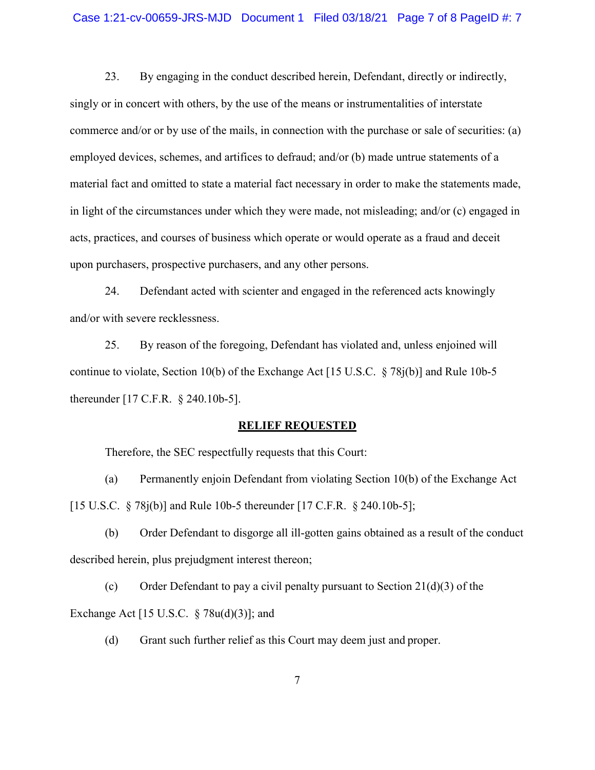23. By engaging in the conduct described herein, Defendant, directly or indirectly, singly or in concert with others, by the use of the means or instrumentalities of interstate commerce and/or or by use of the mails, in connection with the purchase or sale of securities: (a) employed devices, schemes, and artifices to defraud; and/or (b) made untrue statements of a material fact and omitted to state a material fact necessary in order to make the statements made, in light of the circumstances under which they were made, not misleading; and/or (c) engaged in acts, practices, and courses of business which operate or would operate as a fraud and deceit upon purchasers, prospective purchasers, and any other persons.

24. Defendant acted with scienter and engaged in the referenced acts knowingly and/or with severe recklessness.

25. By reason of the foregoing, Defendant has violated and, unless enjoined will continue to violate, Section 10(b) of the Exchange Act [15 U.S.C. § 78j(b)] and Rule 10b-5 thereunder [17 C.F.R. § 240.10b-5].

**RELIEF REQUESTED**

Therefore, the SEC respectfully requests that this Court:

(a) Permanently enjoin Defendant from violating Section 10(b) of the Exchange Act [15 U.S.C. § 78j(b)] and Rule 10b-5 thereunder [17 C.F.R. § 240.10b-5];

(b) Order Defendant to disgorge all ill-gotten gains obtained as a result of the conduct described herein, plus prejudgment interest thereon;

(c) Order Defendant to pay a civil penalty pursuant to Section 21(d)(3) of the Exchange Act [15 U.S.C. § 78u(d)(3)]; and

(d) Grant such further relief as this Court may deem just and proper.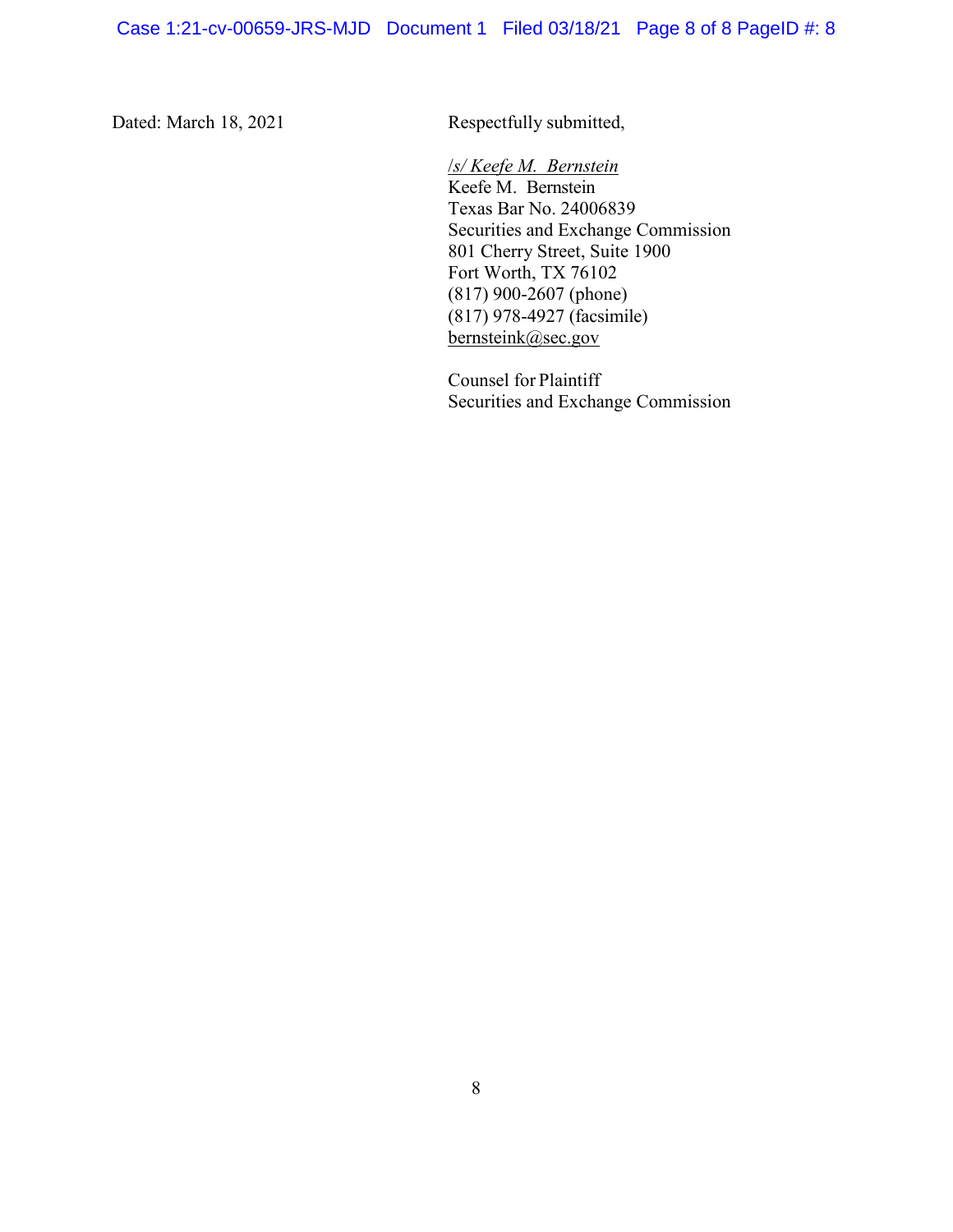Dated: March 18, 2021

Respectfully submitted,

*/s/ Keefe M. Bernstein*
Keefe M. Bernstein
Texas Bar No. 24006839
Securities and Exchange Commission
801 Cherry Street, Suite 1900
Fort Worth, TX 76102
(817) 900-2607 (phone)
(817) 978-4927 (facsimile)
bernsteink@sec.gov

Counsel for Plaintiff
Securities and Exchange Commission